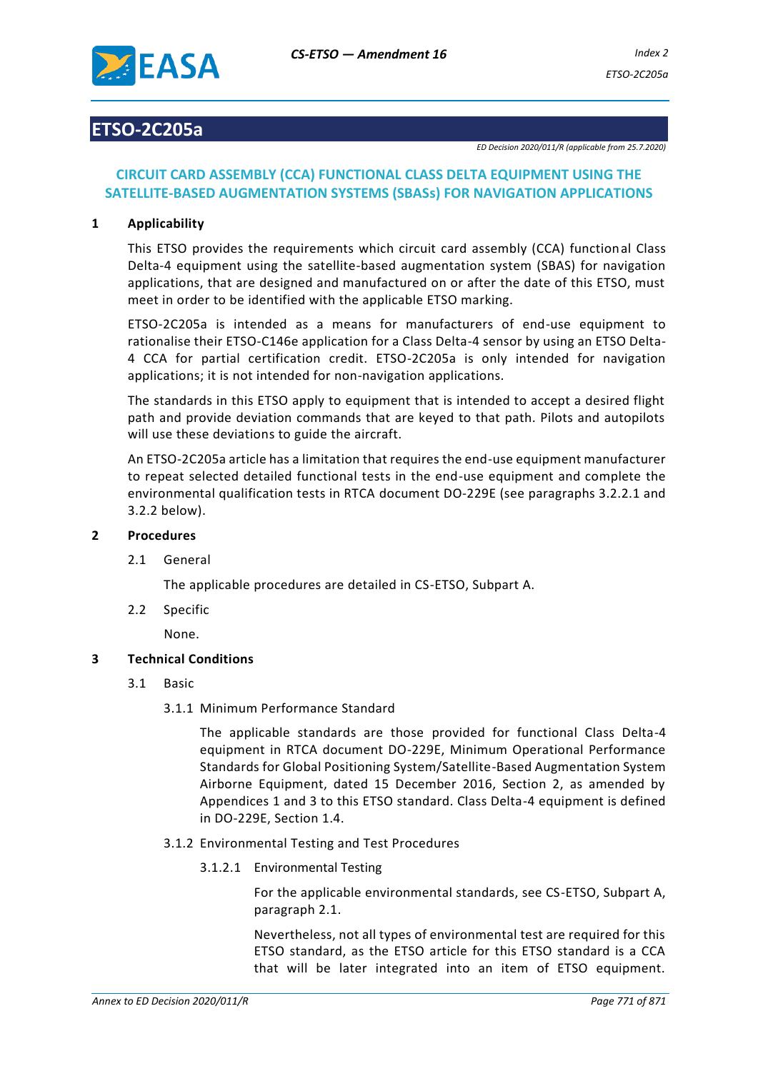# ETSO-2C205a

*ED Decision 2020/011/R (applicable from 25.7.2020)*

## CIRCUIT CARD ASSEMBLY (CCA) FUNCTIONAL CLASS DELTA EQUIPMENT USING THE SATELLITE-BASED AUGMENTATION SYSTEMS (SBASs) FOR NAVIGATION APPLICATIONS

### 1 Applicability

This ETSO provides the requirements which circuit card assembly (CCA) functional Class Delta-4 equipment using the satellite-based augmentation system (SBAS) for navigation applications, that are designed and manufactured on or after the date of this ETSO, must meet in order to be identified with the applicable ETSO marking.

ETSO-2C205a is intended as a means for manufacturers of end-use equipment to rationalise their ETSO-C146e application for a Class Delta-4 sensor by using an ETSO Delta-4 CCA for partial certification credit. ETSO-2C205a is only intended for navigation applications; it is not intended for non-navigation applications.

The standards in this ETSO apply to equipment that is intended to accept a desired flight path and provide deviation commands that are keyed to that path. Pilots and autopilots will use these deviations to guide the aircraft.

An ETSO-2C205a article has a limitation that requires the end-use equipment manufacturer to repeat selected detailed functional tests in the end-use equipment and complete the environmental qualification tests in RTCA document DO-229E (see paragraphs 3.2.2.1 and 3.2.2 below).

### 2 Procedures

2.1 General

The applicable procedures are detailed in CS-ETSO, Subpart A.

2.2 Specific

None.

### 3 Technical Conditions

3.1 Basic

3.1.1 Minimum Performance Standard

The applicable standards are those provided for functional Class Delta-4 equipment in RTCA document DO-229E, Minimum Operational Performance Standards for Global Positioning System/Satellite-Based Augmentation System Airborne Equipment, dated 15 December 2016, Section 2, as amended by Appendices 1 and 3 to this ETSO standard. Class Delta-4 equipment is defined in DO-229E, Section 1.4.

3.1.2 Environmental Testing and Test Procedures

3.1.2.1 Environmental Testing

For the applicable environmental standards, see CS-ETSO, Subpart A, paragraph 2.1.

Nevertheless, not all types of environmental test are required for this ETSO standard, as the ETSO article for this ETSO standard is a CCA that will be later integrated into an item of ETSO equipment.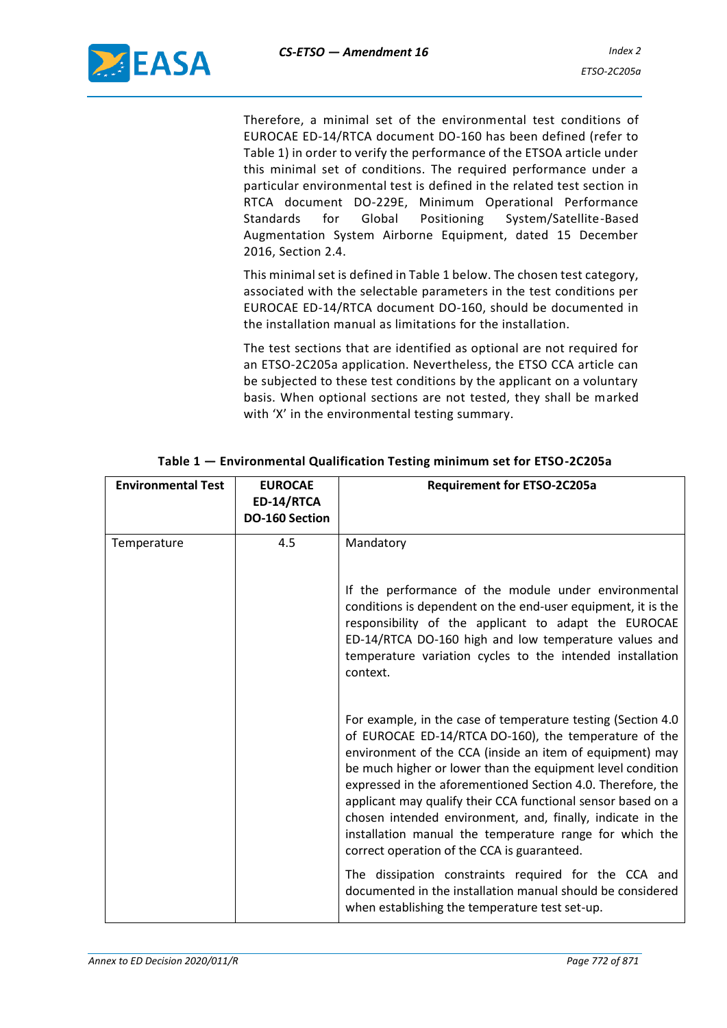Therefore, a minimal set of the environmental test conditions of EUROCAE ED-14/RTCA document DO-160 has been defined (refer to Table 1) in order to verify the performance of the ETSOA article under this minimal set of conditions. The required performance under a particular environmental test is defined in the related test section in RTCA document DO-229E, Minimum Operational Performance Standards for Global Positioning System/Satellite-Based Augmentation System Airborne Equipment, dated 15 December 2016, Section 2.4.

This minimal set is defined in Table 1 below. The chosen test category, associated with the selectable parameters in the test conditions per EUROCAE ED-14/RTCA document DO-160, should be documented in the installation manual as limitations for the installation.

The test sections that are identified as optional are not required for an ETSO-2C205a application. Nevertheless, the ETSO CCA article can be subjected to these test conditions by the applicant on a voluntary basis. When optional sections are not tested, they shall be marked with 'X' in the environmental testing summary.

**Table 1 — Environmental Qualification Testing minimum set for ETSO-2C205a**

| Environmental Test | EUROCAE ED-14/RTCA DO-160 Section | Requirement for ETSO-2C205a |
|---|---|---|
| Temperature | 4.5 | Mandatory<br><br>If the performance of the module under environmental conditions is dependent on the end-user equipment, it is the responsibility of the applicant to adapt the EUROCAE ED-14/RTCA DO-160 high and low temperature values and temperature variation cycles to the intended installation context.<br><br>For example, in the case of temperature testing (Section 4.0 of EUROCAE ED-14/RTCA DO-160), the temperature of the environment of the CCA (inside an item of equipment) may be much higher or lower than the equipment level condition expressed in the aforementioned Section 4.0. Therefore, the applicant may qualify their CCA functional sensor based on a chosen intended environment, and, finally, indicate in the installation manual the temperature range for which the correct operation of the CCA is guaranteed.<br><br>The dissipation constraints required for the CCA and documented in the installation manual should be considered when establishing the temperature test set-up. |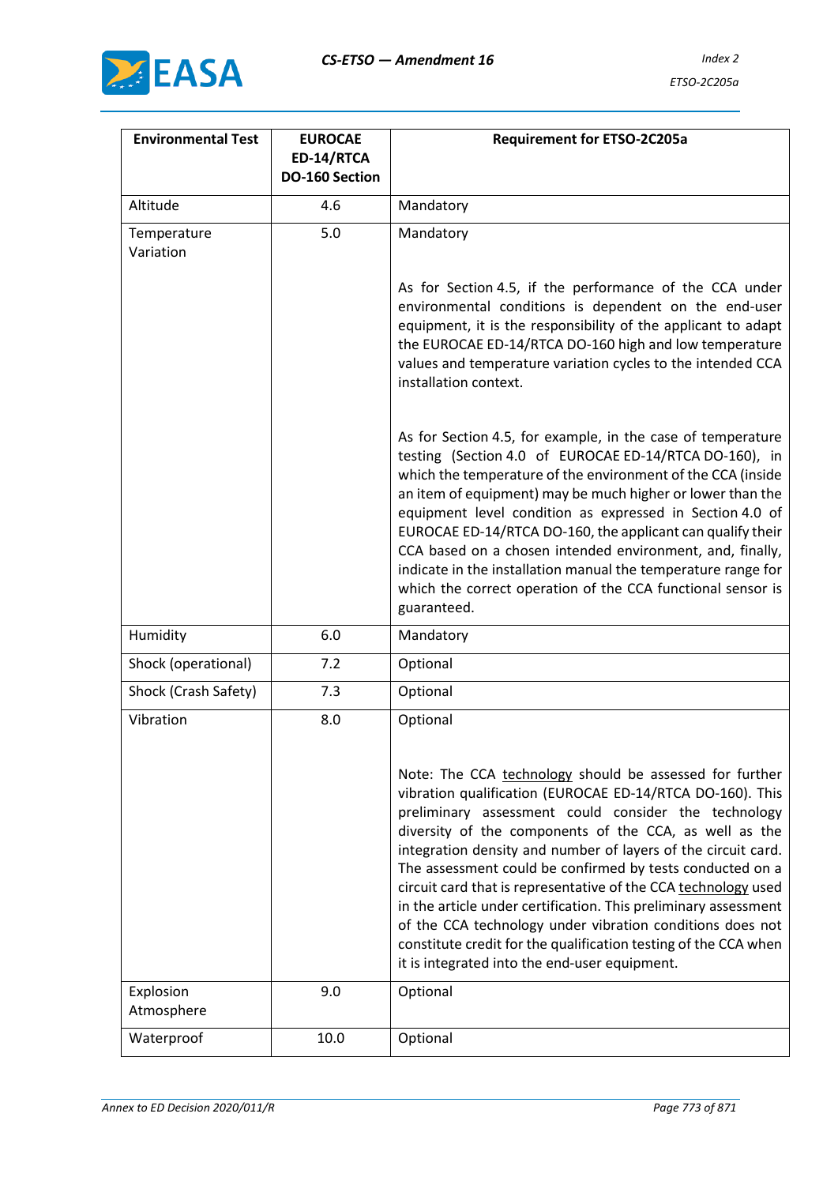| Environmental Test | EUROCAE ED-14/RTCA DO-160 Section | Requirement for ETSO-2C205a |
|---|---|---|
| Altitude | 4.6 | Mandatory |
| Temperature Variation | 5.0 | Mandatory<br><br>As for Section 4.5, if the performance of the CCA under environmental conditions is dependent on the end-user equipment, it is the responsibility of the applicant to adapt the EUROCAE ED-14/RTCA DO-160 high and low temperature values and temperature variation cycles to the intended CCA installation context.<br><br>As for Section 4.5, for example, in the case of temperature testing (Section 4.0 of EUROCAE ED-14/RTCA DO-160), in which the temperature of the environment of the CCA (inside an item of equipment) may be much higher or lower than the equipment level condition as expressed in Section 4.0 of EUROCAE ED-14/RTCA DO-160, the applicant can qualify their CCA based on a chosen intended environment, and, finally, indicate in the installation manual the temperature range for which the correct operation of the CCA functional sensor is guaranteed. |
| Humidity | 6.0 | Mandatory |
| Shock (operational) | 7.2 | Optional |
| Shock (Crash Safety) | 7.3 | Optional |
| Vibration | 8.0 | Optional<br><br>Note: The CCA technology should be assessed for further vibration qualification (EUROCAE ED-14/RTCA DO-160). This preliminary assessment could consider the technology diversity of the components of the CCA, as well as the integration density and number of layers of the circuit card. The assessment could be confirmed by tests conducted on a circuit card that is representative of the CCA technology used in the article under certification. This preliminary assessment of the CCA technology under vibration conditions does not constitute credit for the qualification testing of the CCA when it is integrated into the end-user equipment. |
| Explosion Atmosphere | 9.0 | Optional |
| Waterproof | 10.0 | Optional |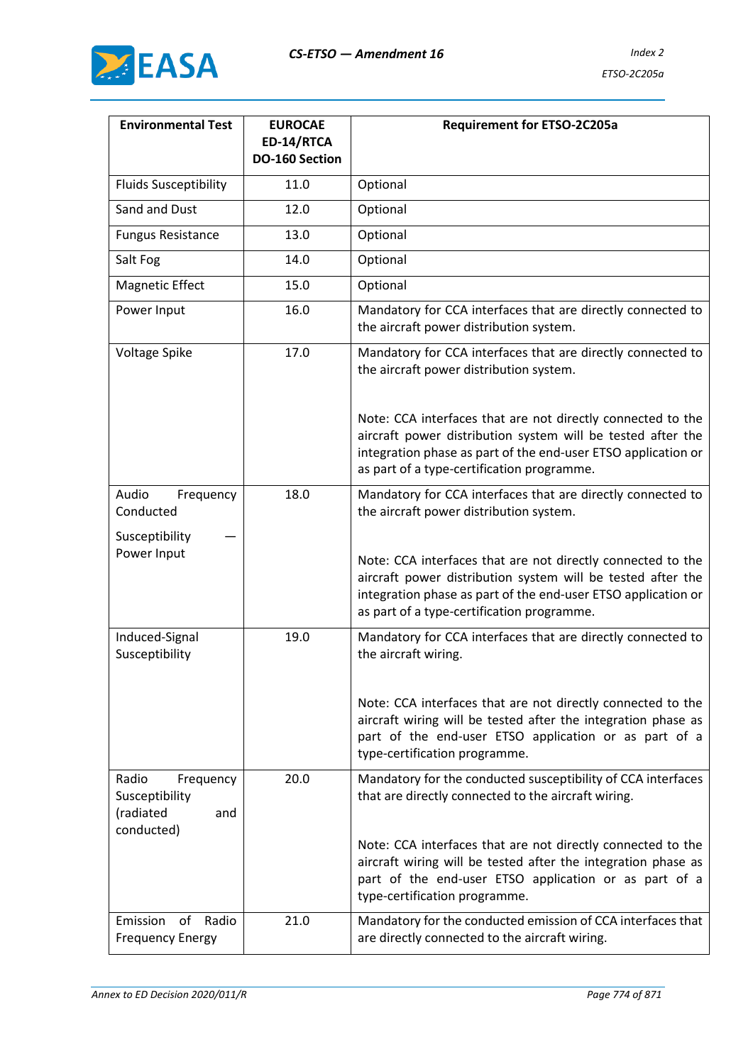| Environmental Test | EUROCAE ED-14/RTCA DO-160 Section | Requirement for ETSO-2C205a |
|---|---|---|
| Fluids Susceptibility | 11.0 | Optional |
| Sand and Dust | 12.0 | Optional |
| Fungus Resistance | 13.0 | Optional |
| Salt Fog | 14.0 | Optional |
| Magnetic Effect | 15.0 | Optional |
| Power Input | 16.0 | Mandatory for CCA interfaces that are directly connected to the aircraft power distribution system. |
| Voltage Spike | 17.0 | Mandatory for CCA interfaces that are directly connected to the aircraft power distribution system.<br><br>Note: CCA interfaces that are not directly connected to the aircraft power distribution system will be tested after the integration phase as part of the end-user ETSO application or as part of a type-certification programme. |
| Audio Frequency Conducted Susceptibility — Power Input | 18.0 | Mandatory for CCA interfaces that are directly connected to the aircraft power distribution system.<br><br>Note: CCA interfaces that are not directly connected to the aircraft power distribution system will be tested after the integration phase as part of the end-user ETSO application or as part of a type-certification programme. |
| Induced-Signal Susceptibility | 19.0 | Mandatory for CCA interfaces that are directly connected to the aircraft wiring.<br><br>Note: CCA interfaces that are not directly connected to the aircraft wiring will be tested after the integration phase as part of the end-user ETSO application or as part of a type-certification programme. |
| Radio Frequency Susceptibility (radiated and conducted) | 20.0 | Mandatory for the conducted susceptibility of CCA interfaces that are directly connected to the aircraft wiring.<br><br>Note: CCA interfaces that are not directly connected to the aircraft wiring will be tested after the integration phase as part of the end-user ETSO application or as part of a type-certification programme. |
| Emission of Radio Frequency Energy | 21.0 | Mandatory for the conducted emission of CCA interfaces that are directly connected to the aircraft wiring. |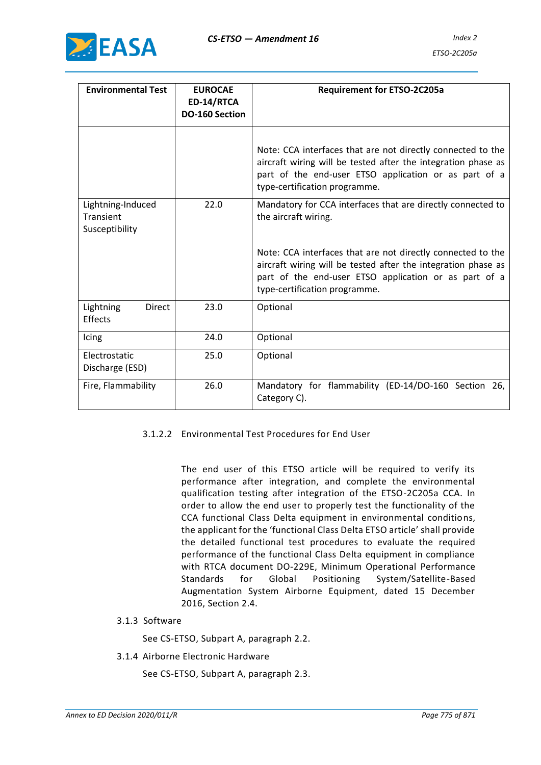| Environmental Test | EUROCAE ED-14/RTCA DO-160 Section | Requirement for ETSO-2C205a |
|---|---|---|
| | | Note: CCA interfaces that are not directly connected to the aircraft wiring will be tested after the integration phase as part of the end-user ETSO application or as part of a type-certification programme. |
| Lightning-Induced Transient Susceptibility | 22.0 | Mandatory for CCA interfaces that are directly connected to the aircraft wiring.<br><br>Note: CCA interfaces that are not directly connected to the aircraft wiring will be tested after the integration phase as part of the end-user ETSO application or as part of a type-certification programme. |
| Lightning Direct Effects | 23.0 | Optional |
| Icing | 24.0 | Optional |
| Electrostatic Discharge (ESD) | 25.0 | Optional |
| Fire, Flammability | 26.0 | Mandatory for flammability (ED-14/DO-160 Section 26, Category C). |

#### 3.1.2.2 Environmental Test Procedures for End User

The end user of this ETSO article will be required to verify its performance after integration, and complete the environmental qualification testing after integration of the ETSO-2C205a CCA. In order to allow the end user to properly test the functionality of the CCA functional Class Delta equipment in environmental conditions, the applicant for the 'functional Class Delta ETSO article' shall provide the detailed functional test procedures to evaluate the required performance of the functional Class Delta equipment in compliance with RTCA document DO-229E, Minimum Operational Performance Standards for Global Positioning System/Satellite-Based Augmentation System Airborne Equipment, dated 15 December 2016, Section 2.4.

### 3.1.3 Software

See CS-ETSO, Subpart A, paragraph 2.2.

### 3.1.4 Airborne Electronic Hardware

See CS-ETSO, Subpart A, paragraph 2.3.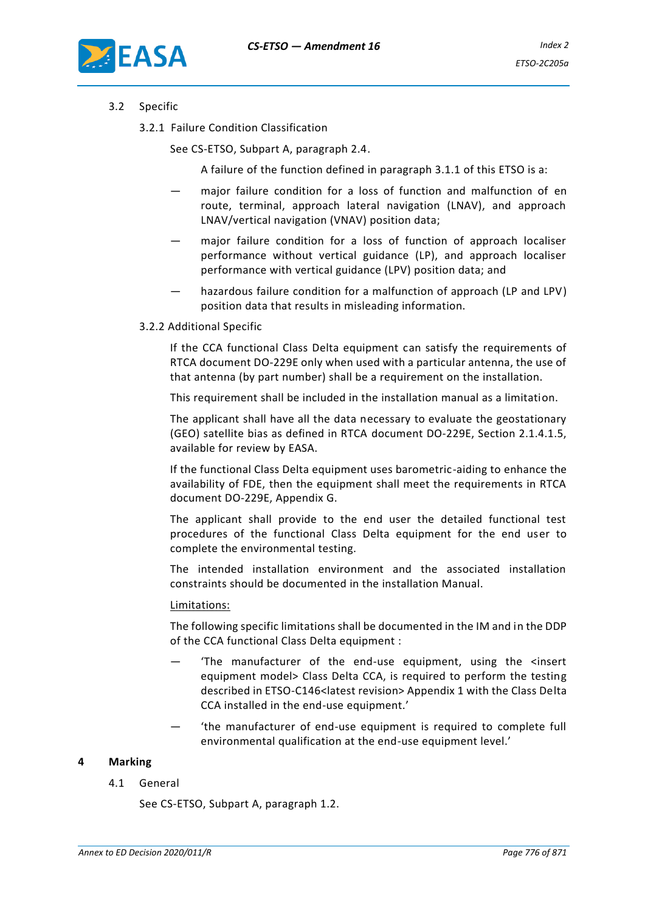### 3.2 Specific

#### 3.2.1 Failure Condition Classification

See CS-ETSO, Subpart A, paragraph 2.4.

A failure of the function defined in paragraph 3.1.1 of this ETSO is a:

- major failure condition for a loss of function and malfunction of en route, terminal, approach lateral navigation (LNAV), and approach LNAV/vertical navigation (VNAV) position data;
- major failure condition for a loss of function of approach localiser performance without vertical guidance (LP), and approach localiser performance with vertical guidance (LPV) position data; and
- hazardous failure condition for a malfunction of approach (LP and LPV) position data that results in misleading information.

#### 3.2.2 Additional Specific

If the CCA functional Class Delta equipment can satisfy the requirements of RTCA document DO-229E only when used with a particular antenna, the use of that antenna (by part number) shall be a requirement on the installation.

This requirement shall be included in the installation manual as a limitation.

The applicant shall have all the data necessary to evaluate the geostationary (GEO) satellite bias as defined in RTCA document DO-229E, Section 2.1.4.1.5, available for review by EASA.

If the functional Class Delta equipment uses barometric-aiding to enhance the availability of FDE, then the equipment shall meet the requirements in RTCA document DO-229E, Appendix G.

The applicant shall provide to the end user the detailed functional test procedures of the functional Class Delta equipment for the end user to complete the environmental testing.

The intended installation environment and the associated installation constraints should be documented in the installation Manual.

Limitations:

The following specific limitations shall be documented in the IM and in the DDP of the CCA functional Class Delta equipment :

- 'The manufacturer of the end-use equipment, using the <insert equipment model> Class Delta CCA, is required to perform the testing described in ETSO-C146<latest revision> Appendix 1 with the Class Delta CCA installed in the end-use equipment.'
- 'the manufacturer of end-use equipment is required to complete full environmental qualification at the end-use equipment level.'

## 4 Marking

### 4.1 General

See CS-ETSO, Subpart A, paragraph 1.2.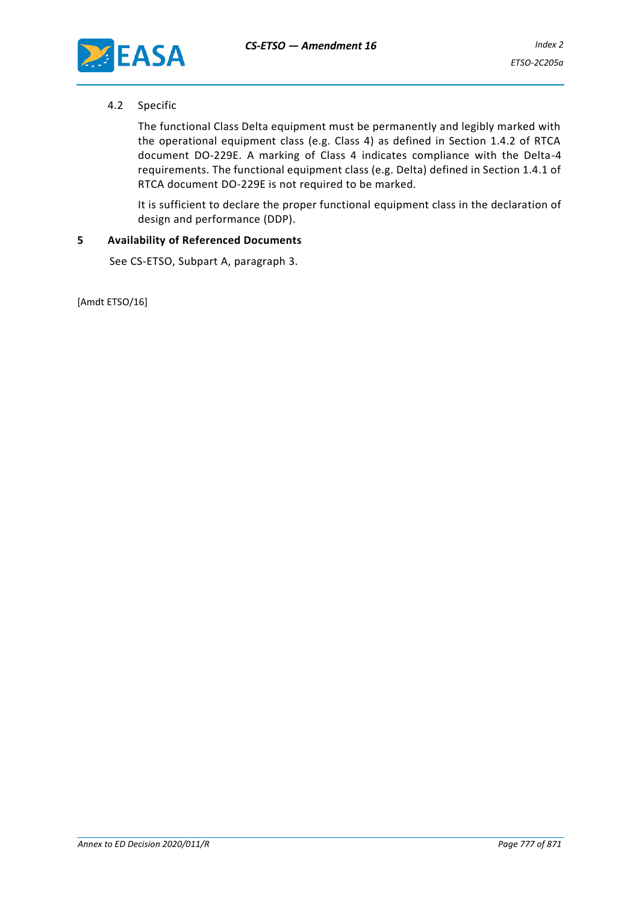### 4.2 Specific

The functional Class Delta equipment must be permanently and legibly marked with the operational equipment class (e.g. Class 4) as defined in Section 1.4.2 of RTCA document DO-229E. A marking of Class 4 indicates compliance with the Delta-4 requirements. The functional equipment class (e.g. Delta) defined in Section 1.4.1 of RTCA document DO-229E is not required to be marked.

It is sufficient to declare the proper functional equipment class in the declaration of design and performance (DDP).

## 5 Availability of Referenced Documents

See CS-ETSO, Subpart A, paragraph 3.

[Amdt ETSO/16]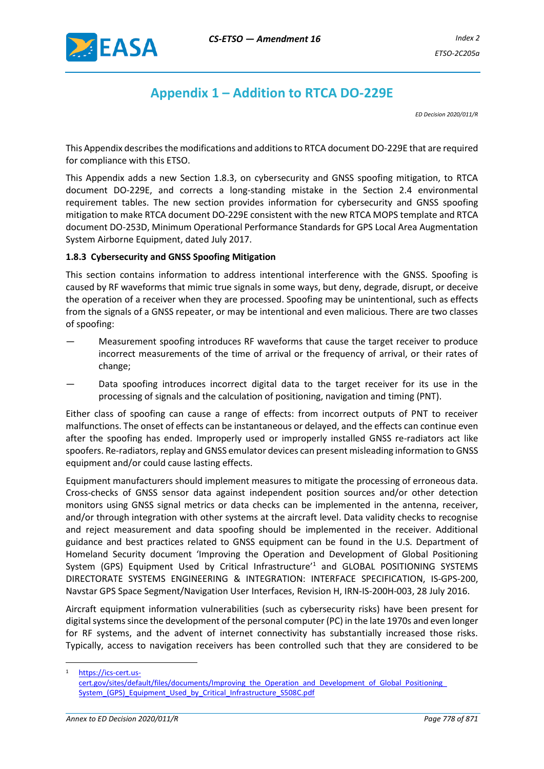# Appendix 1 – Addition to RTCA DO-229E

*ED Decision 2020/011/R*

This Appendix describes the modifications and additions to RTCA document DO-229E that are required for compliance with this ETSO.

This Appendix adds a new Section 1.8.3, on cybersecurity and GNSS spoofing mitigation, to RTCA document DO-229E, and corrects a long-standing mistake in the Section 2.4 environmental requirement tables. The new section provides information for cybersecurity and GNSS spoofing mitigation to make RTCA document DO-229E consistent with the new RTCA MOPS template and RTCA document DO-253D, Minimum Operational Performance Standards for GPS Local Area Augmentation System Airborne Equipment, dated July 2017.

**1.8.3 Cybersecurity and GNSS Spoofing Mitigation**

This section contains information to address intentional interference with the GNSS. Spoofing is caused by RF waveforms that mimic true signals in some ways, but deny, degrade, disrupt, or deceive the operation of a receiver when they are processed. Spoofing may be unintentional, such as effects from the signals of a GNSS repeater, or may be intentional and even malicious. There are two classes of spoofing:

— Measurement spoofing introduces RF waveforms that cause the target receiver to produce incorrect measurements of the time of arrival or the frequency of arrival, or their rates of change;

— Data spoofing introduces incorrect digital data to the target receiver for its use in the processing of signals and the calculation of positioning, navigation and timing (PNT).

Either class of spoofing can cause a range of effects: from incorrect outputs of PNT to receiver malfunctions. The onset of effects can be instantaneous or delayed, and the effects can continue even after the spoofing has ended. Improperly used or improperly installed GNSS re-radiators act like spoofers. Re-radiators, replay and GNSS emulator devices can present misleading information to GNSS equipment and/or could cause lasting effects.

Equipment manufacturers should implement measures to mitigate the processing of erroneous data. Cross-checks of GNSS sensor data against independent position sources and/or other detection monitors using GNSS signal metrics or data checks can be implemented in the antenna, receiver, and/or through integration with other systems at the aircraft level. Data validity checks to recognise and reject measurement and data spoofing should be implemented in the receiver. Additional guidance and best practices related to GNSS equipment can be found in the U.S. Department of Homeland Security document 'Improving the Operation and Development of Global Positioning System (GPS) Equipment Used by Critical Infrastructure'[1] and GLOBAL POSITIONING SYSTEMS DIRECTORATE SYSTEMS ENGINEERING & INTEGRATION: INTERFACE SPECIFICATION, IS-GPS-200, Navstar GPS Space Segment/Navigation User Interfaces, Revision H, IRN-IS-200H-003, 28 July 2016.

Aircraft equipment information vulnerabilities (such as cybersecurity risks) have been present for digital systems since the development of the personal computer (PC) in the late 1970s and even longer for RF systems, and the advent of internet connectivity has substantially increased those risks. Typically, access to navigation receivers has been controlled such that they are considered to be

[1] https://ics-cert.us-cert.gov/sites/default/files/documents/Improving_the_Operation_and_Development_of_Global_Positioning_System_(GPS)_Equipment_Used_by_Critical_Infrastructure_S508C.pdf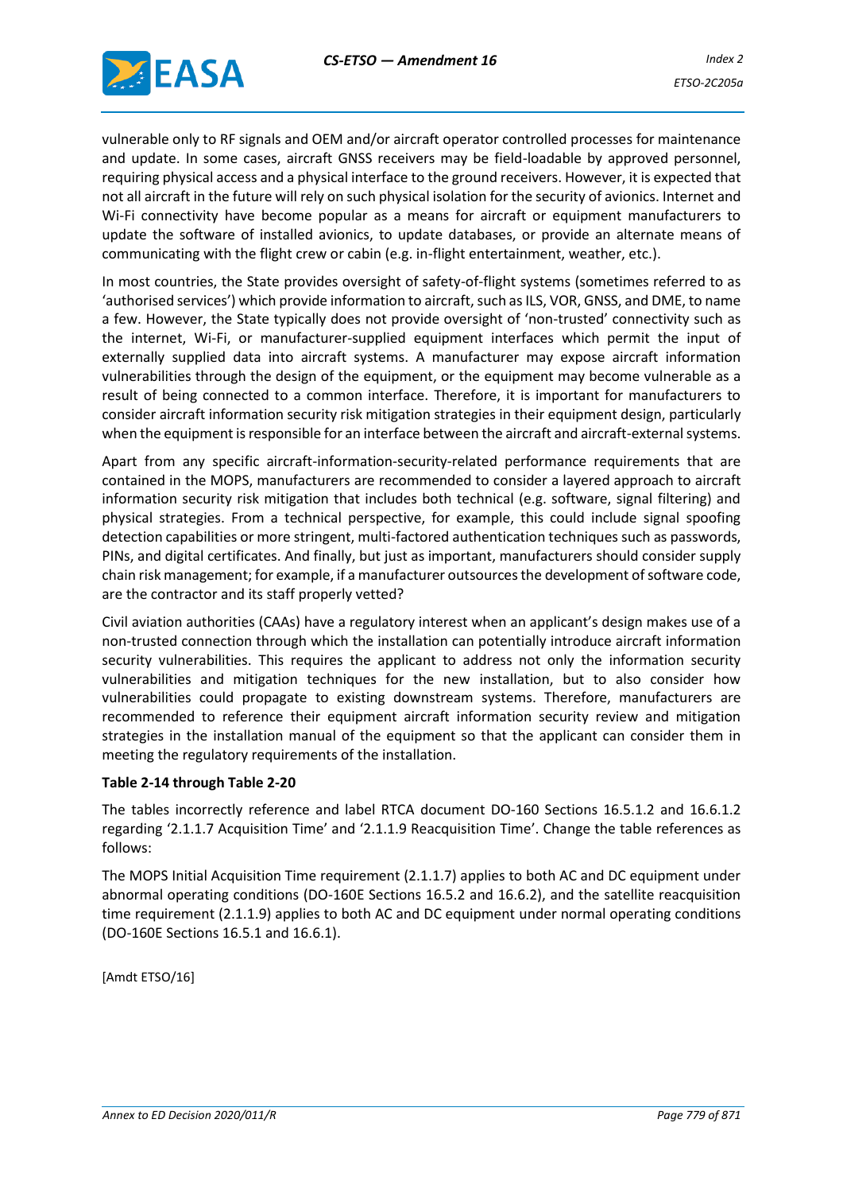vulnerable only to RF signals and OEM and/or aircraft operator controlled processes for maintenance and update. In some cases, aircraft GNSS receivers may be field-loadable by approved personnel, requiring physical access and a physical interface to the ground receivers. However, it is expected that not all aircraft in the future will rely on such physical isolation for the security of avionics. Internet and Wi-Fi connectivity have become popular as a means for aircraft or equipment manufacturers to update the software of installed avionics, to update databases, or provide an alternate means of communicating with the flight crew or cabin (e.g. in-flight entertainment, weather, etc.).

In most countries, the State provides oversight of safety-of-flight systems (sometimes referred to as 'authorised services') which provide information to aircraft, such as ILS, VOR, GNSS, and DME, to name a few. However, the State typically does not provide oversight of 'non-trusted' connectivity such as the internet, Wi-Fi, or manufacturer-supplied equipment interfaces which permit the input of externally supplied data into aircraft systems. A manufacturer may expose aircraft information vulnerabilities through the design of the equipment, or the equipment may become vulnerable as a result of being connected to a common interface. Therefore, it is important for manufacturers to consider aircraft information security risk mitigation strategies in their equipment design, particularly when the equipment is responsible for an interface between the aircraft and aircraft-external systems.

Apart from any specific aircraft-information-security-related performance requirements that are contained in the MOPS, manufacturers are recommended to consider a layered approach to aircraft information security risk mitigation that includes both technical (e.g. software, signal filtering) and physical strategies. From a technical perspective, for example, this could include signal spoofing detection capabilities or more stringent, multi-factored authentication techniques such as passwords, PINs, and digital certificates. And finally, but just as important, manufacturers should consider supply chain risk management; for example, if a manufacturer outsources the development of software code, are the contractor and its staff properly vetted?

Civil aviation authorities (CAAs) have a regulatory interest when an applicant's design makes use of a non-trusted connection through which the installation can potentially introduce aircraft information security vulnerabilities. This requires the applicant to address not only the information security vulnerabilities and mitigation techniques for the new installation, but to also consider how vulnerabilities could propagate to existing downstream systems. Therefore, manufacturers are recommended to reference their equipment aircraft information security review and mitigation strategies in the installation manual of the equipment so that the applicant can consider them in meeting the regulatory requirements of the installation.

**Table 2-14 through Table 2-20**

The tables incorrectly reference and label RTCA document DO-160 Sections 16.5.1.2 and 16.6.1.2 regarding '2.1.1.7 Acquisition Time' and '2.1.1.9 Reacquisition Time'. Change the table references as follows:

The MOPS Initial Acquisition Time requirement (2.1.1.7) applies to both AC and DC equipment under abnormal operating conditions (DO-160E Sections 16.5.2 and 16.6.2), and the satellite reacquisition time requirement (2.1.1.9) applies to both AC and DC equipment under normal operating conditions (DO-160E Sections 16.5.1 and 16.6.1).

[Amdt ETSO/16]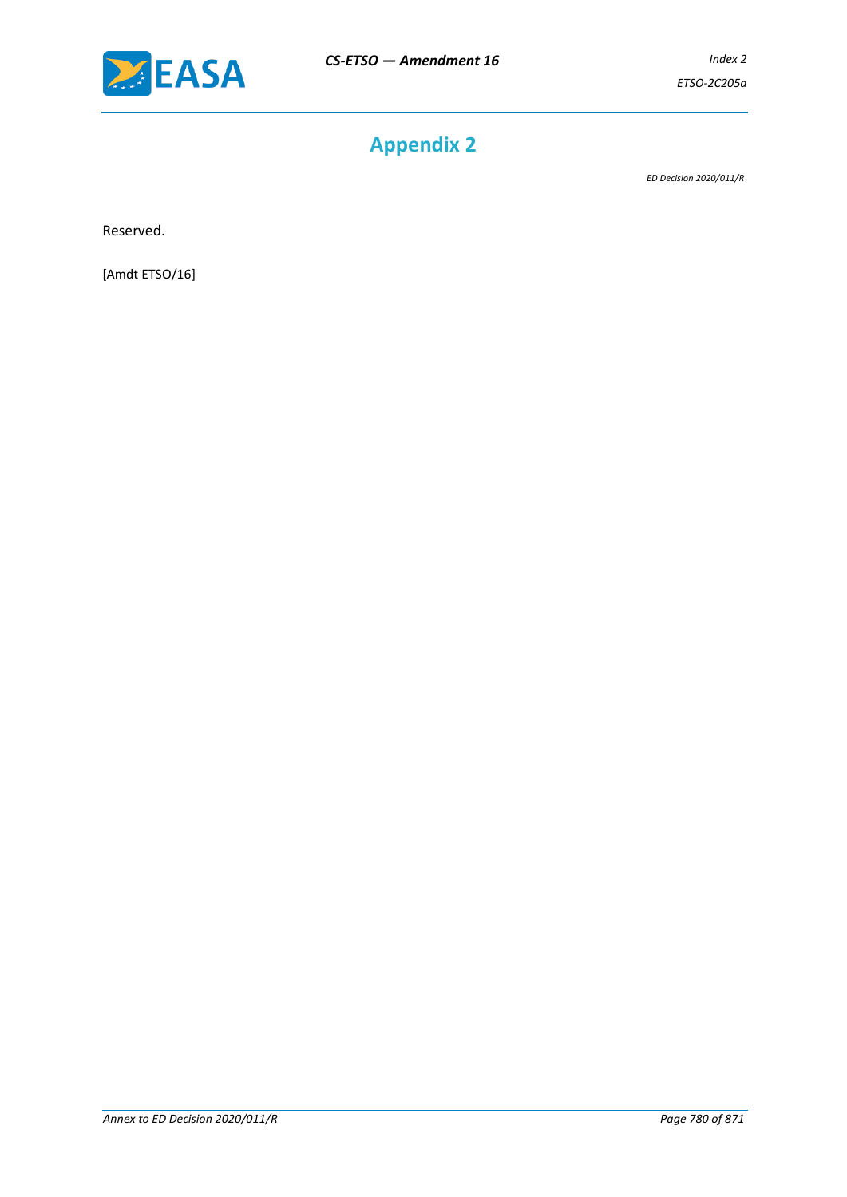# Appendix 2

*ED Decision 2020/011/R*

Reserved.

[Amdt ETSO/16]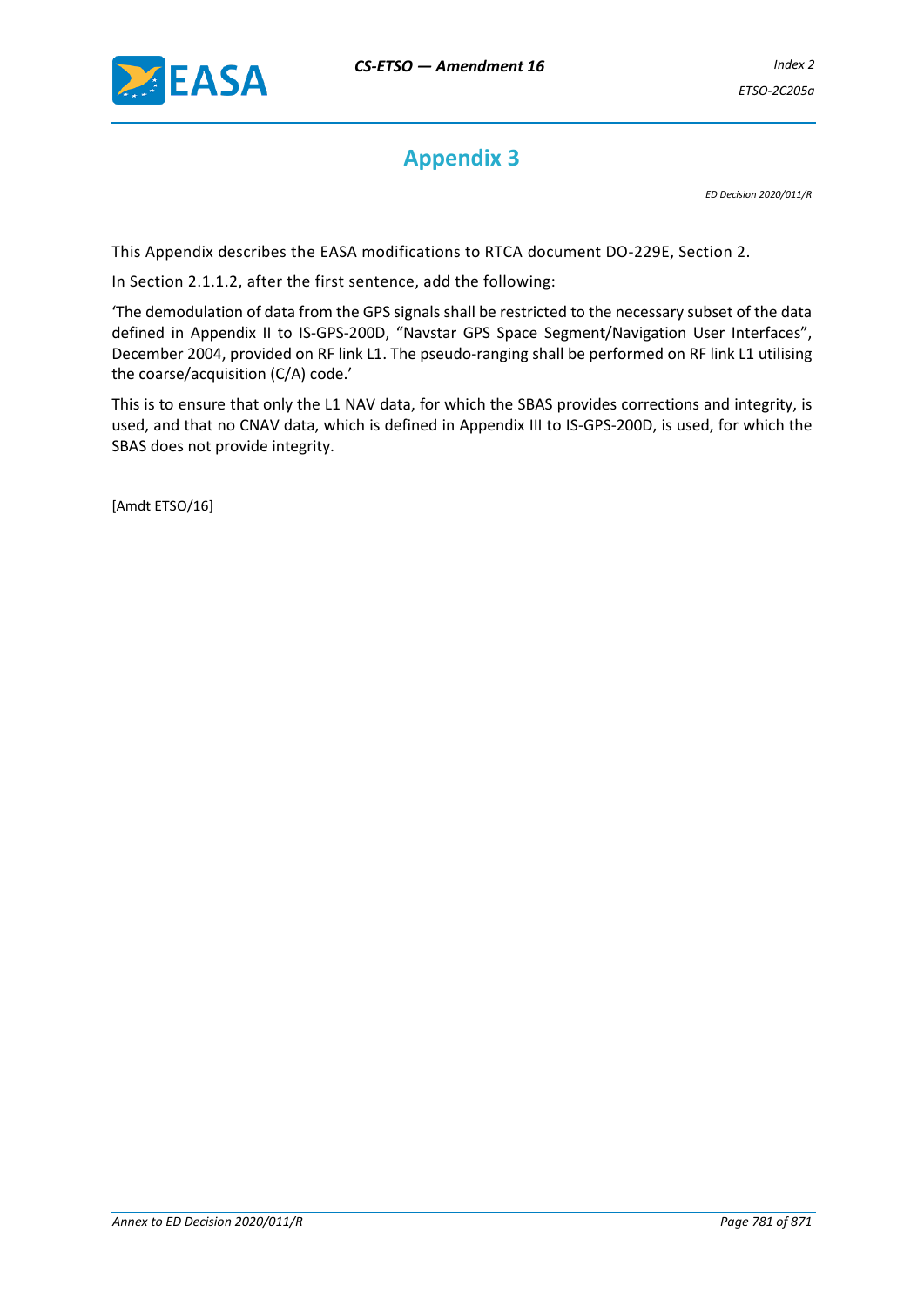# Appendix 3

*ED Decision 2020/011/R*

This Appendix describes the EASA modifications to RTCA document DO-229E, Section 2.

In Section 2.1.1.2, after the first sentence, add the following:

'The demodulation of data from the GPS signals shall be restricted to the necessary subset of the data defined in Appendix II to IS-GPS-200D, "Navstar GPS Space Segment/Navigation User Interfaces", December 2004, provided on RF link L1. The pseudo-ranging shall be performed on RF link L1 utilising the coarse/acquisition (C/A) code.'

This is to ensure that only the L1 NAV data, for which the SBAS provides corrections and integrity, is used, and that no CNAV data, which is defined in Appendix III to IS-GPS-200D, is used, for which the SBAS does not provide integrity.

[Amdt ETSO/16]